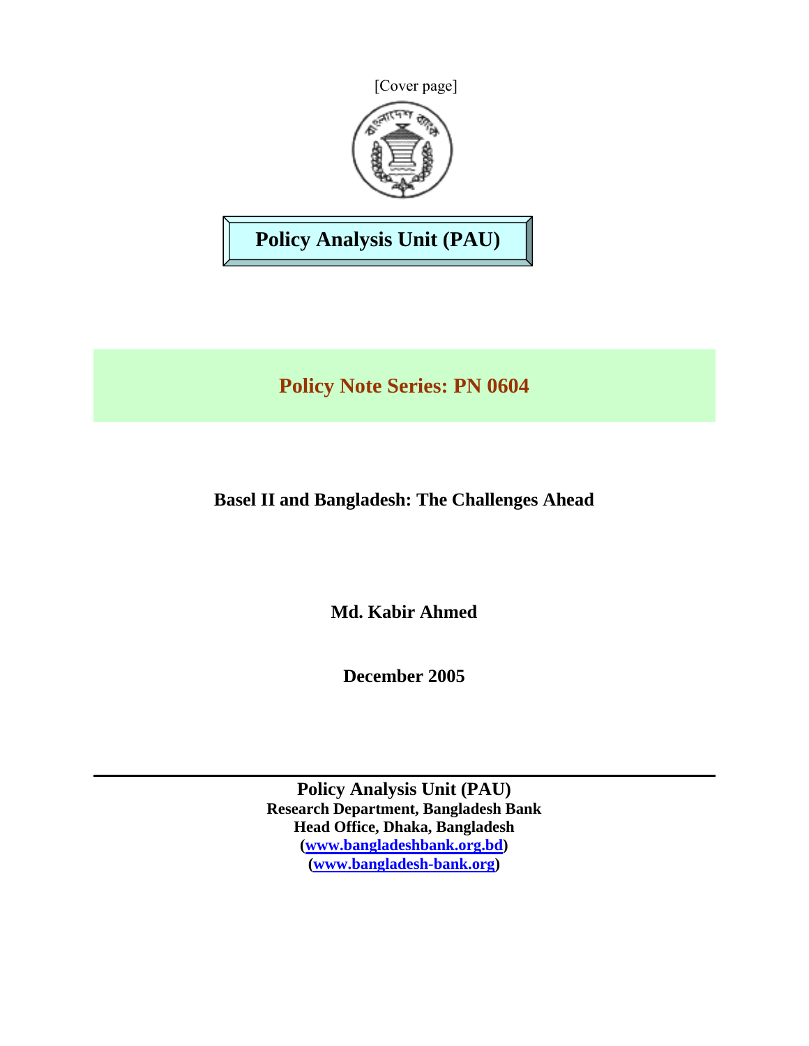[Cover page]

**Policy Analysis Unit (PAU)**

**Policy Note Series: PN 0604**

# Basel II and Bangladesh: The Challenges Ahead

**Md. Kabir Ahmed**

**December 2005**

---

**Policy Analysis Unit (PAU)**
**Research Department, Bangladesh Bank**
**Head Office, Dhaka, Bangladesh**
**(www.bangladeshbank.org.bd)**
**(www.bangladesh-bank.org)**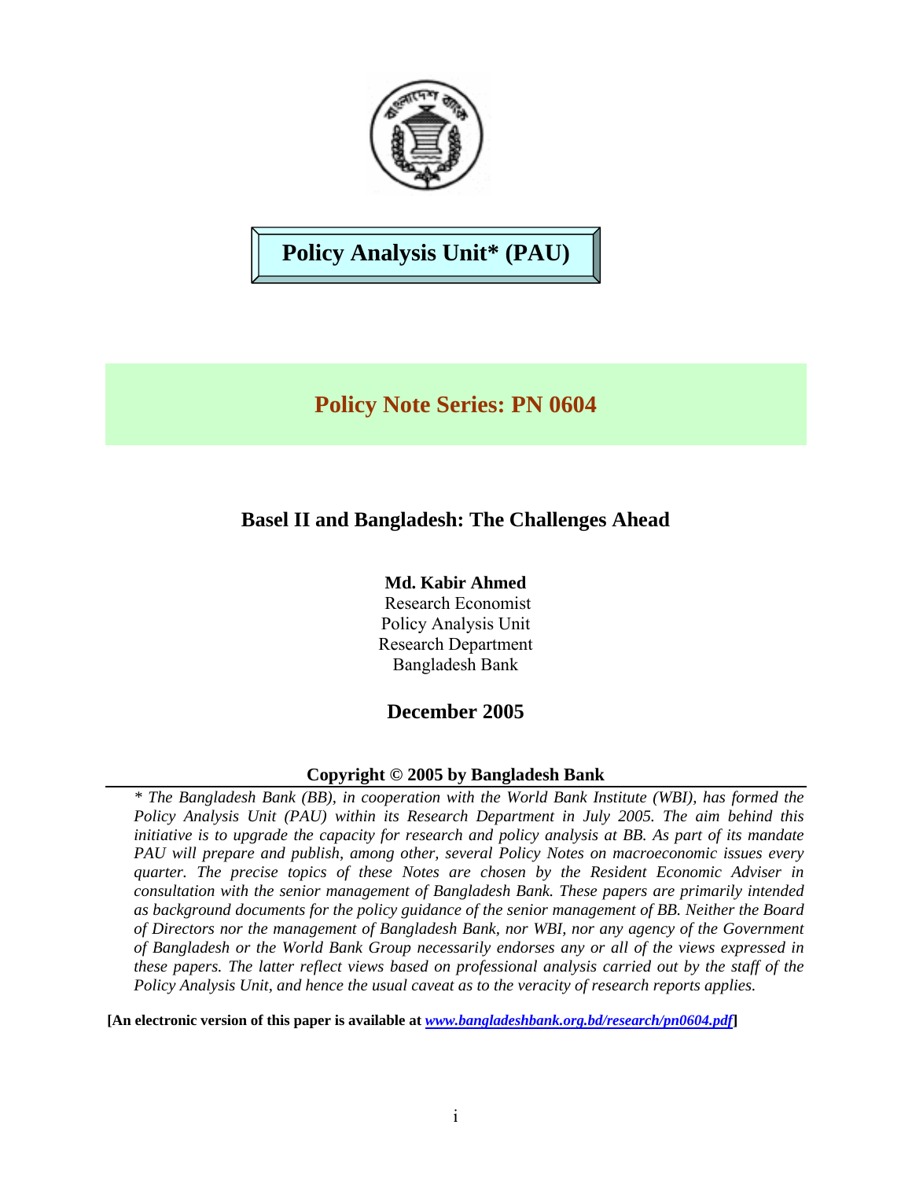# Policy Analysis Unit* (PAU)

## Policy Note Series: PN 0604

### Basel II and Bangladesh: The Challenges Ahead

**Md. Kabir Ahmed**
Research Economist
Policy Analysis Unit
Research Department
Bangladesh Bank

**December 2005**

**Copyright © 2005 by Bangladesh Bank**

---

*\* The Bangladesh Bank (BB), in cooperation with the World Bank Institute (WBI), has formed the Policy Analysis Unit (PAU) within its Research Department in July 2005. The aim behind this initiative is to upgrade the capacity for research and policy analysis at BB. As part of its mandate PAU will prepare and publish, among other, several Policy Notes on macroeconomic issues every quarter. The precise topics of these Notes are chosen by the Resident Economic Adviser in consultation with the senior management of Bangladesh Bank. These papers are primarily intended as background documents for the policy guidance of the senior management of BB. Neither the Board of Directors nor the management of Bangladesh Bank, nor WBI, nor any agency of the Government of Bangladesh or the World Bank Group necessarily endorses any or all of the views expressed in these papers. The latter reflect views based on professional analysis carried out by the staff of the Policy Analysis Unit, and hence the usual caveat as to the veracity of research reports applies.*

**[An electronic version of this paper is available at *www.bangladeshbank.org.bd/research/pn0604.pdf*]**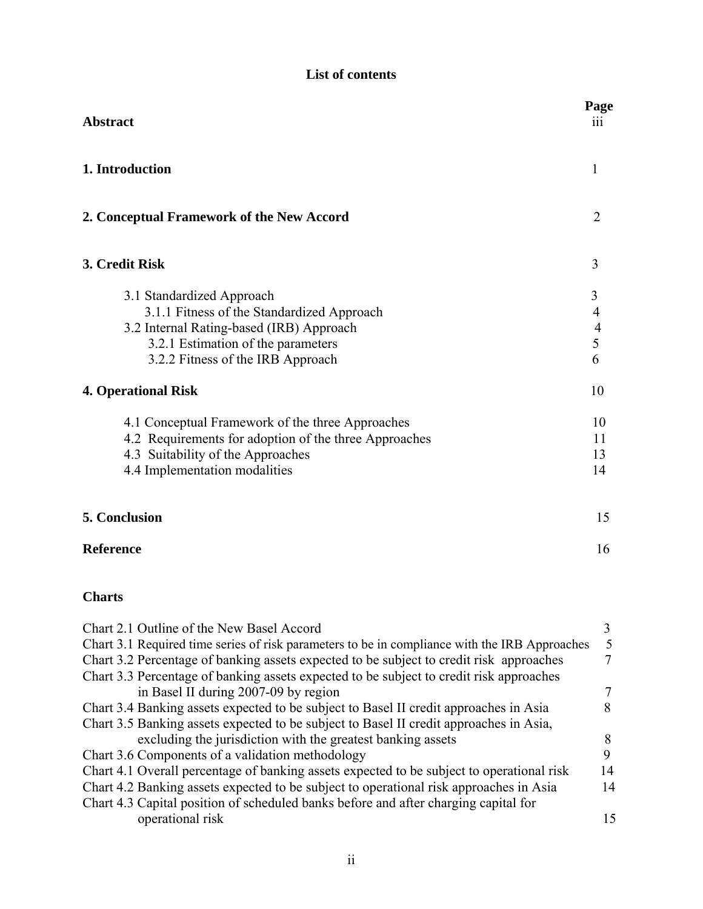# List of contents

| | Page |
|---|---|
| **Abstract** | iii |
| **1. Introduction** | 1 |
| **2. Conceptual Framework of the New Accord** | 2 |
| **3. Credit Risk** | 3 |
| 3.1 Standardized Approach | 3 |
| 3.1.1 Fitness of the Standardized Approach | 4 |
| 3.2 Internal Rating-based (IRB) Approach | 4 |
| 3.2.1 Estimation of the parameters | 5 |
| 3.2.2 Fitness of the IRB Approach | 6 |
| **4. Operational Risk** | 10 |
| 4.1 Conceptual Framework of the three Approaches | 10 |
| 4.2 Requirements for adoption of the three Approaches | 11 |
| 4.3 Suitability of the Approaches | 13 |
| 4.4 Implementation modalities | 14 |
| **5. Conclusion** | 15 |
| **Reference** | 16 |

**Charts**

| | |
|---|---|
| Chart 2.1 Outline of the New Basel Accord | 3 |
| Chart 3.1 Required time series of risk parameters to be in compliance with the IRB Approaches | 5 |
| Chart 3.2 Percentage of banking assets expected to be subject to credit risk approaches | 7 |
| Chart 3.3 Percentage of banking assets expected to be subject to credit risk approaches in Basel II during 2007-09 by region | 7 |
| Chart 3.4 Banking assets expected to be subject to Basel II credit approaches in Asia | 8 |
| Chart 3.5 Banking assets expected to be subject to Basel II credit approaches in Asia, excluding the jurisdiction with the greatest banking assets | 8 |
| Chart 3.6 Components of a validation methodology | 9 |
| Chart 4.1 Overall percentage of banking assets expected to be subject to operational risk | 14 |
| Chart 4.2 Banking assets expected to be subject to operational risk approaches in Asia | 14 |
| Chart 4.3 Capital position of scheduled banks before and after charging capital for operational risk | 15 |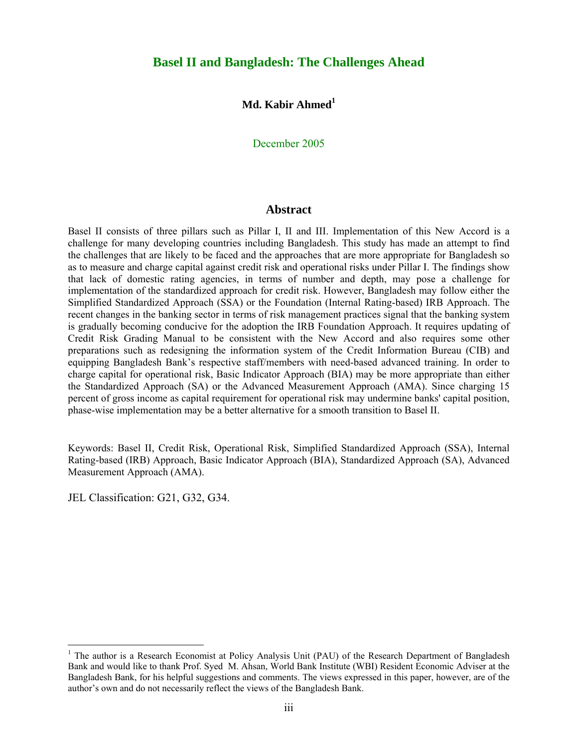# Basel II and Bangladesh: The Challenges Ahead

**Md. Kabir Ahmed[1]**

December 2005

## Abstract

Basel II consists of three pillars such as Pillar I, II and III. Implementation of this New Accord is a challenge for many developing countries including Bangladesh. This study has made an attempt to find the challenges that are likely to be faced and the approaches that are more appropriate for Bangladesh so as to measure and charge capital against credit risk and operational risks under Pillar I. The findings show that lack of domestic rating agencies, in terms of number and depth, may pose a challenge for implementation of the standardized approach for credit risk. However, Bangladesh may follow either the Simplified Standardized Approach (SSA) or the Foundation (Internal Rating-based) IRB Approach. The recent changes in the banking sector in terms of risk management practices signal that the banking system is gradually becoming conducive for the adoption the IRB Foundation Approach. It requires updating of Credit Risk Grading Manual to be consistent with the New Accord and also requires some other preparations such as redesigning the information system of the Credit Information Bureau (CIB) and equipping Bangladesh Bank's respective staff/members with need-based advanced training. In order to charge capital for operational risk, Basic Indicator Approach (BIA) may be more appropriate than either the Standardized Approach (SA) or the Advanced Measurement Approach (AMA). Since charging 15 percent of gross income as capital requirement for operational risk may undermine banks' capital position, phase-wise implementation may be a better alternative for a smooth transition to Basel II.

Keywords: Basel II, Credit Risk, Operational Risk, Simplified Standardized Approach (SSA), Internal Rating-based (IRB) Approach, Basic Indicator Approach (BIA), Standardized Approach (SA), Advanced Measurement Approach (AMA).

JEL Classification: G21, G32, G34.

[1] The author is a Research Economist at Policy Analysis Unit (PAU) of the Research Department of Bangladesh Bank and would like to thank Prof. Syed M. Ahsan, World Bank Institute (WBI) Resident Economic Adviser at the Bangladesh Bank, for his helpful suggestions and comments. The views expressed in this paper, however, are of the author's own and do not necessarily reflect the views of the Bangladesh Bank.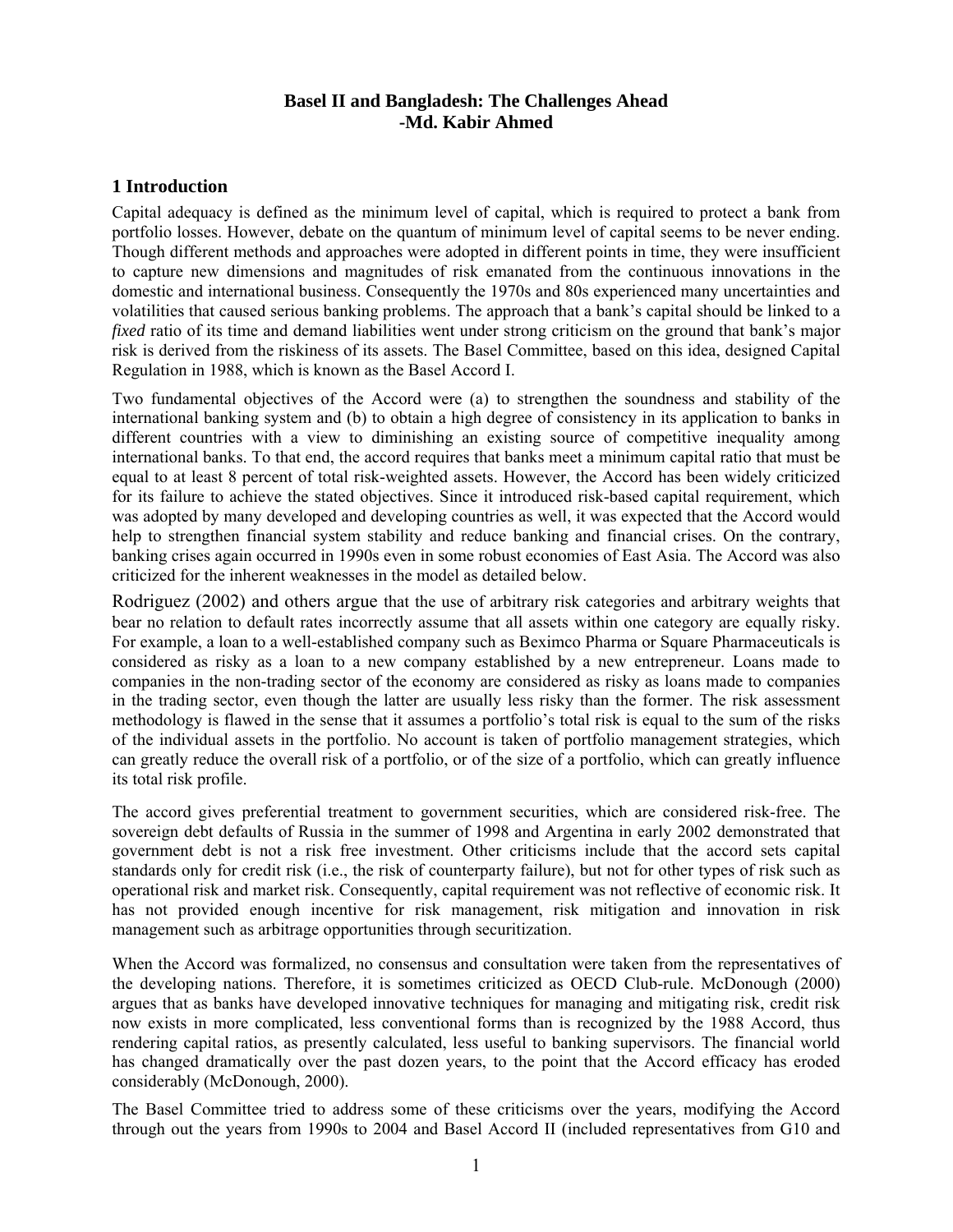**Basel II and Bangladesh: The Challenges Ahead**
**-Md. Kabir Ahmed**

## 1 Introduction

Capital adequacy is defined as the minimum level of capital, which is required to protect a bank from portfolio losses. However, debate on the quantum of minimum level of capital seems to be never ending. Though different methods and approaches were adopted in different points in time, they were insufficient to capture new dimensions and magnitudes of risk emanated from the continuous innovations in the domestic and international business. Consequently the 1970s and 80s experienced many uncertainties and volatilities that caused serious banking problems. The approach that a bank's capital should be linked to a *fixed* ratio of its time and demand liabilities went under strong criticism on the ground that bank's major risk is derived from the riskiness of its assets. The Basel Committee, based on this idea, designed Capital Regulation in 1988, which is known as the Basel Accord I.

Two fundamental objectives of the Accord were (a) to strengthen the soundness and stability of the international banking system and (b) to obtain a high degree of consistency in its application to banks in different countries with a view to diminishing an existing source of competitive inequality among international banks. To that end, the accord requires that banks meet a minimum capital ratio that must be equal to at least 8 percent of total risk-weighted assets. However, the Accord has been widely criticized for its failure to achieve the stated objectives. Since it introduced risk-based capital requirement, which was adopted by many developed and developing countries as well, it was expected that the Accord would help to strengthen financial system stability and reduce banking and financial crises. On the contrary, banking crises again occurred in 1990s even in some robust economies of East Asia. The Accord was also criticized for the inherent weaknesses in the model as detailed below.

Rodriguez (2002) and others argue that the use of arbitrary risk categories and arbitrary weights that bear no relation to default rates incorrectly assume that all assets within one category are equally risky. For example, a loan to a well-established company such as Beximco Pharma or Square Pharmaceuticals is considered as risky as a loan to a new company established by a new entrepreneur. Loans made to companies in the non-trading sector of the economy are considered as risky as loans made to companies in the trading sector, even though the latter are usually less risky than the former. The risk assessment methodology is flawed in the sense that it assumes a portfolio's total risk is equal to the sum of the risks of the individual assets in the portfolio. No account is taken of portfolio management strategies, which can greatly reduce the overall risk of a portfolio, or of the size of a portfolio, which can greatly influence its total risk profile.

The accord gives preferential treatment to government securities, which are considered risk-free. The sovereign debt defaults of Russia in the summer of 1998 and Argentina in early 2002 demonstrated that government debt is not a risk free investment. Other criticisms include that the accord sets capital standards only for credit risk (i.e., the risk of counterparty failure), but not for other types of risk such as operational risk and market risk. Consequently, capital requirement was not reflective of economic risk. It has not provided enough incentive for risk management, risk mitigation and innovation in risk management such as arbitrage opportunities through securitization.

When the Accord was formalized, no consensus and consultation were taken from the representatives of the developing nations. Therefore, it is sometimes criticized as OECD Club-rule. McDonough (2000) argues that as banks have developed innovative techniques for managing and mitigating risk, credit risk now exists in more complicated, less conventional forms than is recognized by the 1988 Accord, thus rendering capital ratios, as presently calculated, less useful to banking supervisors. The financial world has changed dramatically over the past dozen years, to the point that the Accord efficacy has eroded considerably (McDonough, 2000).

The Basel Committee tried to address some of these criticisms over the years, modifying the Accord through out the years from 1990s to 2004 and Basel Accord II (included representatives from G10 and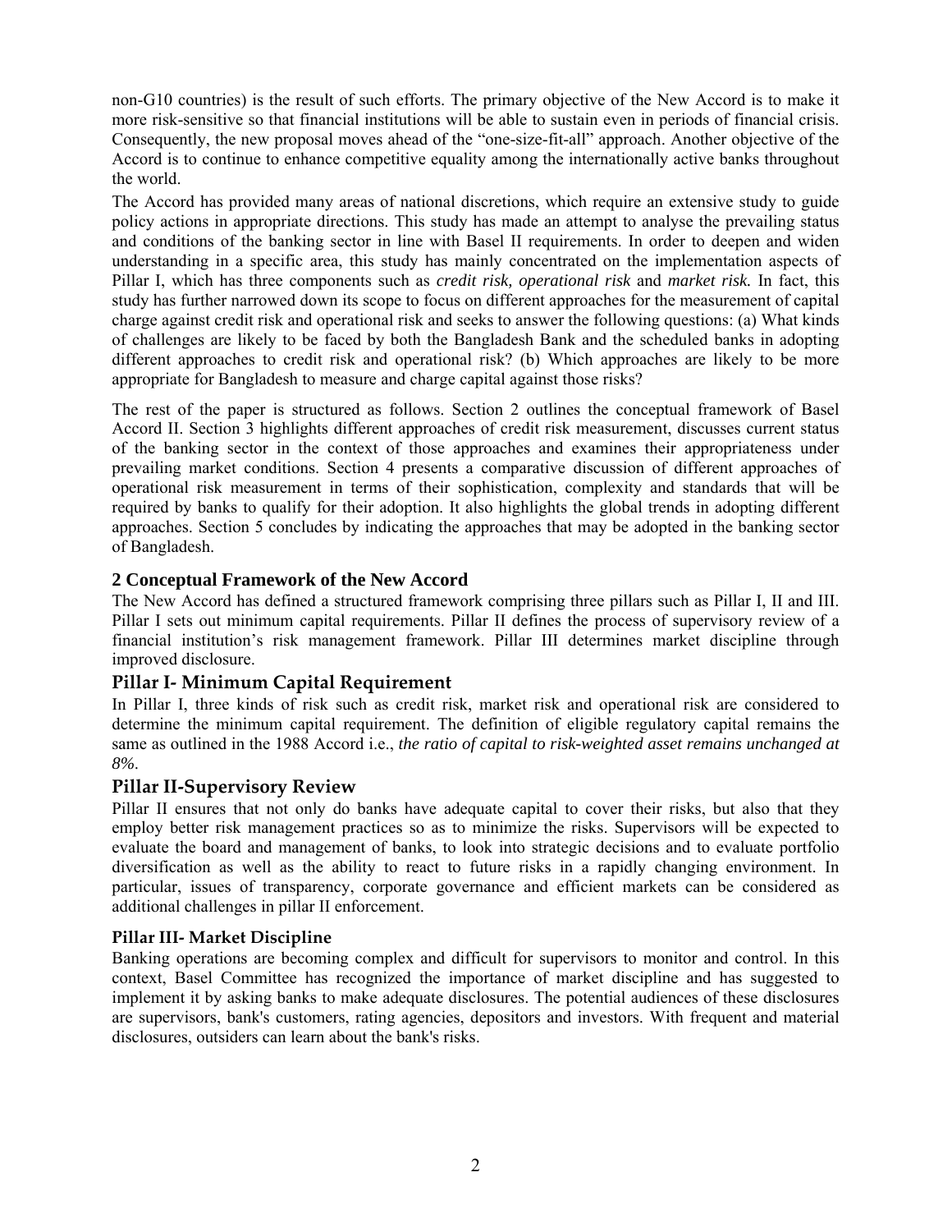non-G10 countries) is the result of such efforts. The primary objective of the New Accord is to make it more risk-sensitive so that financial institutions will be able to sustain even in periods of financial crisis. Consequently, the new proposal moves ahead of the "one-size-fit-all" approach. Another objective of the Accord is to continue to enhance competitive equality among the internationally active banks throughout the world.

The Accord has provided many areas of national discretions, which require an extensive study to guide policy actions in appropriate directions. This study has made an attempt to analyse the prevailing status and conditions of the banking sector in line with Basel II requirements. In order to deepen and widen understanding in a specific area, this study has mainly concentrated on the implementation aspects of Pillar I, which has three components such as *credit risk, operational risk* and *market risk.* In fact, this study has further narrowed down its scope to focus on different approaches for the measurement of capital charge against credit risk and operational risk and seeks to answer the following questions: (a) What kinds of challenges are likely to be faced by both the Bangladesh Bank and the scheduled banks in adopting different approaches to credit risk and operational risk? (b) Which approaches are likely to be more appropriate for Bangladesh to measure and charge capital against those risks?

The rest of the paper is structured as follows. Section 2 outlines the conceptual framework of Basel Accord II. Section 3 highlights different approaches of credit risk measurement, discusses current status of the banking sector in the context of those approaches and examines their appropriateness under prevailing market conditions. Section 4 presents a comparative discussion of different approaches of operational risk measurement in terms of their sophistication, complexity and standards that will be required by banks to qualify for their adoption. It also highlights the global trends in adopting different approaches. Section 5 concludes by indicating the approaches that may be adopted in the banking sector of Bangladesh.

## 2 Conceptual Framework of the New Accord

The New Accord has defined a structured framework comprising three pillars such as Pillar I, II and III. Pillar I sets out minimum capital requirements. Pillar II defines the process of supervisory review of a financial institution's risk management framework. Pillar III determines market discipline through improved disclosure.

### Pillar I- Minimum Capital Requirement

In Pillar I, three kinds of risk such as credit risk, market risk and operational risk are considered to determine the minimum capital requirement. The definition of eligible regulatory capital remains the same as outlined in the 1988 Accord i.e., *the ratio of capital to risk-weighted asset remains unchanged at 8%*.

### Pillar II-Supervisory Review

Pillar II ensures that not only do banks have adequate capital to cover their risks, but also that they employ better risk management practices so as to minimize the risks. Supervisors will be expected to evaluate the board and management of banks, to look into strategic decisions and to evaluate portfolio diversification as well as the ability to react to future risks in a rapidly changing environment. In particular, issues of transparency, corporate governance and efficient markets can be considered as additional challenges in pillar II enforcement.

#### Pillar III- Market Discipline

Banking operations are becoming complex and difficult for supervisors to monitor and control. In this context, Basel Committee has recognized the importance of market discipline and has suggested to implement it by asking banks to make adequate disclosures. The potential audiences of these disclosures are supervisors, bank's customers, rating agencies, depositors and investors. With frequent and material disclosures, outsiders can learn about the bank's risks.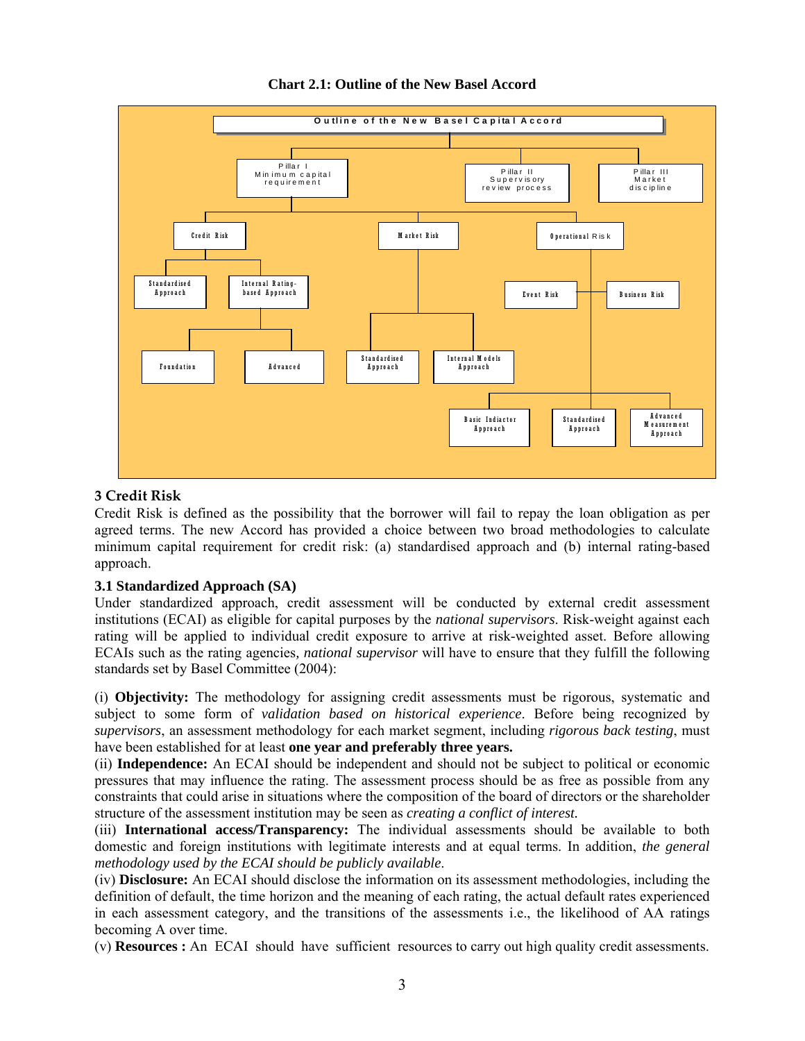**Chart 2.1: Outline of the New Basel Accord**

- Outline of the New Basel Capital Accord
  - Pillar I: Minimum capital requirement
    - Credit Risk
      - Standardised Approach
      - Internal Rating-based Approach
        - Foundation
        - Advanced
    - Market Risk
      - Standardised Approach
      - Internal Models Approach
    - Operational Risk
      - Event Risk
      - Business Risk
      - Basic Indiactor Approach
      - Standardised Approach
      - Advanced Measurement Approach
  - Pillar II: Supervisory review process
  - Pillar III: Market discipline

## 3 Credit Risk

Credit Risk is defined as the possibility that the borrower will fail to repay the loan obligation as per agreed terms. The new Accord has provided a choice between two broad methodologies to calculate minimum capital requirement for credit risk: (a) standardised approach and (b) internal rating-based approach.

### 3.1 Standardized Approach (SA)

Under standardized approach, credit assessment will be conducted by external credit assessment institutions (ECAI) as eligible for capital purposes by the *national supervisors*. Risk-weight against each rating will be applied to individual credit exposure to arrive at risk-weighted asset. Before allowing ECAIs such as the rating agencies*, national supervisor* will have to ensure that they fulfill the following standards set by Basel Committee (2004):

(i) **Objectivity:** The methodology for assigning credit assessments must be rigorous, systematic and subject to some form of *validation based on historical experience*. Before being recognized by *supervisors*, an assessment methodology for each market segment, including *rigorous back testing*, must have been established for at least **one year and preferably three years.**

(ii) **Independence:** An ECAI should be independent and should not be subject to political or economic pressures that may influence the rating. The assessment process should be as free as possible from any constraints that could arise in situations where the composition of the board of directors or the shareholder structure of the assessment institution may be seen as *creating a conflict of interest.*

(iii) **International access/Transparency:** The individual assessments should be available to both domestic and foreign institutions with legitimate interests and at equal terms. In addition, *the general methodology used by the ECAI should be publicly available*.

(iv) **Disclosure:** An ECAI should disclose the information on its assessment methodologies, including the definition of default, the time horizon and the meaning of each rating, the actual default rates experienced in each assessment category, and the transitions of the assessments i.e., the likelihood of AA ratings becoming A over time.

(v) **Resources :** An ECAI should have sufficient resources to carry out high quality credit assessments.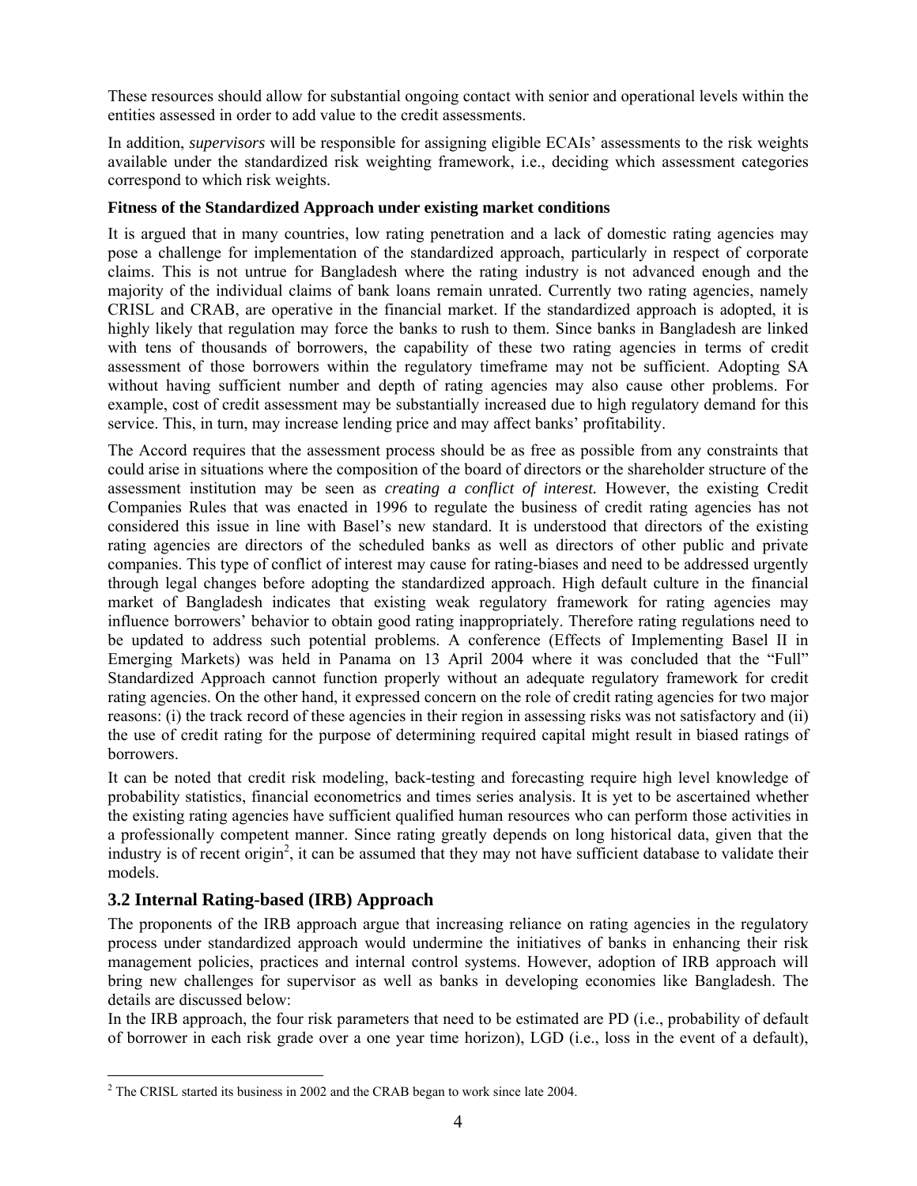These resources should allow for substantial ongoing contact with senior and operational levels within the entities assessed in order to add value to the credit assessments.

In addition, *supervisors* will be responsible for assigning eligible ECAIs' assessments to the risk weights available under the standardized risk weighting framework, i.e., deciding which assessment categories correspond to which risk weights.

**Fitness of the Standardized Approach under existing market conditions**

It is argued that in many countries, low rating penetration and a lack of domestic rating agencies may pose a challenge for implementation of the standardized approach, particularly in respect of corporate claims. This is not untrue for Bangladesh where the rating industry is not advanced enough and the majority of the individual claims of bank loans remain unrated. Currently two rating agencies, namely CRISL and CRAB, are operative in the financial market. If the standardized approach is adopted, it is highly likely that regulation may force the banks to rush to them. Since banks in Bangladesh are linked with tens of thousands of borrowers, the capability of these two rating agencies in terms of credit assessment of those borrowers within the regulatory timeframe may not be sufficient. Adopting SA without having sufficient number and depth of rating agencies may also cause other problems. For example, cost of credit assessment may be substantially increased due to high regulatory demand for this service. This, in turn, may increase lending price and may affect banks' profitability.

The Accord requires that the assessment process should be as free as possible from any constraints that could arise in situations where the composition of the board of directors or the shareholder structure of the assessment institution may be seen as *creating a conflict of interest.* However, the existing Credit Companies Rules that was enacted in 1996 to regulate the business of credit rating agencies has not considered this issue in line with Basel's new standard. It is understood that directors of the existing rating agencies are directors of the scheduled banks as well as directors of other public and private companies. This type of conflict of interest may cause for rating-biases and need to be addressed urgently through legal changes before adopting the standardized approach. High default culture in the financial market of Bangladesh indicates that existing weak regulatory framework for rating agencies may influence borrowers' behavior to obtain good rating inappropriately. Therefore rating regulations need to be updated to address such potential problems. A conference (Effects of Implementing Basel II in Emerging Markets) was held in Panama on 13 April 2004 where it was concluded that the "Full" Standardized Approach cannot function properly without an adequate regulatory framework for credit rating agencies. On the other hand, it expressed concern on the role of credit rating agencies for two major reasons: (i) the track record of these agencies in their region in assessing risks was not satisfactory and (ii) the use of credit rating for the purpose of determining required capital might result in biased ratings of borrowers.

It can be noted that credit risk modeling, back-testing and forecasting require high level knowledge of probability statistics, financial econometrics and times series analysis. It is yet to be ascertained whether the existing rating agencies have sufficient qualified human resources who can perform those activities in a professionally competent manner. Since rating greatly depends on long historical data, given that the industry is of recent origin[2], it can be assumed that they may not have sufficient database to validate their models.

## 3.2 Internal Rating-based (IRB) Approach

The proponents of the IRB approach argue that increasing reliance on rating agencies in the regulatory process under standardized approach would undermine the initiatives of banks in enhancing their risk management policies, practices and internal control systems. However, adoption of IRB approach will bring new challenges for supervisor as well as banks in developing economies like Bangladesh. The details are discussed below:

In the IRB approach, the four risk parameters that need to be estimated are PD (i.e., probability of default of borrower in each risk grade over a one year time horizon), LGD (i.e., loss in the event of a default),

[2] The CRISL started its business in 2002 and the CRAB began to work since late 2004.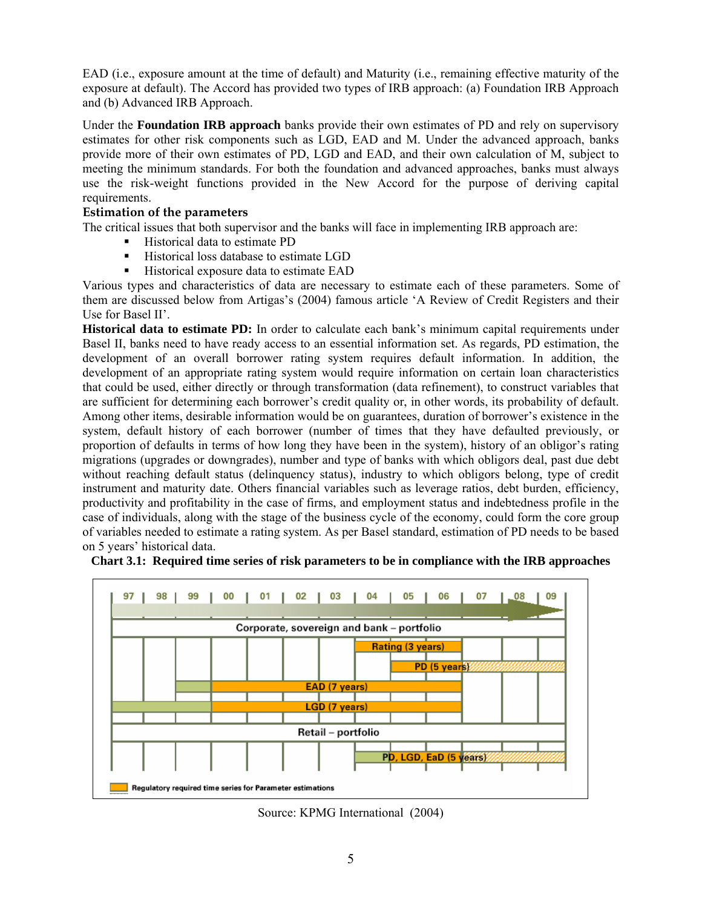EAD (i.e., exposure amount at the time of default) and Maturity (i.e., remaining effective maturity of the exposure at default). The Accord has provided two types of IRB approach: (a) Foundation IRB Approach and (b) Advanced IRB Approach.

Under the **Foundation IRB approach** banks provide their own estimates of PD and rely on supervisory estimates for other risk components such as LGD, EAD and M. Under the advanced approach, banks provide more of their own estimates of PD, LGD and EAD, and their own calculation of M, subject to meeting the minimum standards. For both the foundation and advanced approaches, banks must always use the risk-weight functions provided in the New Accord for the purpose of deriving capital requirements.

### Estimation of the parameters

The critical issues that both supervisor and the banks will face in implementing IRB approach are:

- Historical data to estimate PD
- Historical loss database to estimate LGD
- Historical exposure data to estimate EAD

Various types and characteristics of data are necessary to estimate each of these parameters. Some of them are discussed below from Artigas's (2004) famous article 'A Review of Credit Registers and their Use for Basel II'.

**Historical data to estimate PD:** In order to calculate each bank's minimum capital requirements under Basel II, banks need to have ready access to an essential information set. As regards, PD estimation, the development of an overall borrower rating system requires default information. In addition, the development of an appropriate rating system would require information on certain loan characteristics that could be used, either directly or through transformation (data refinement), to construct variables that are sufficient for determining each borrower's credit quality or, in other words, its probability of default. Among other items, desirable information would be on guarantees, duration of borrower's existence in the system, default history of each borrower (number of times that they have defaulted previously, or proportion of defaults in terms of how long they have been in the system), history of an obligor's rating migrations (upgrades or downgrades), number and type of banks with which obligors deal, past due debt without reaching default status (delinquency status), industry to which obligors belong, type of credit instrument and maturity date. Others financial variables such as leverage ratios, debt burden, efficiency, productivity and profitability in the case of firms, and employment status and indebtedness profile in the case of individuals, along with the stage of the business cycle of the economy, could form the core group of variables needed to estimate a rating system. As per Basel standard, estimation of PD needs to be based on 5 years' historical data.

**Chart 3.1: Required time series of risk parameters to be in compliance with the IRB approaches**

Source: KPMG International (2004)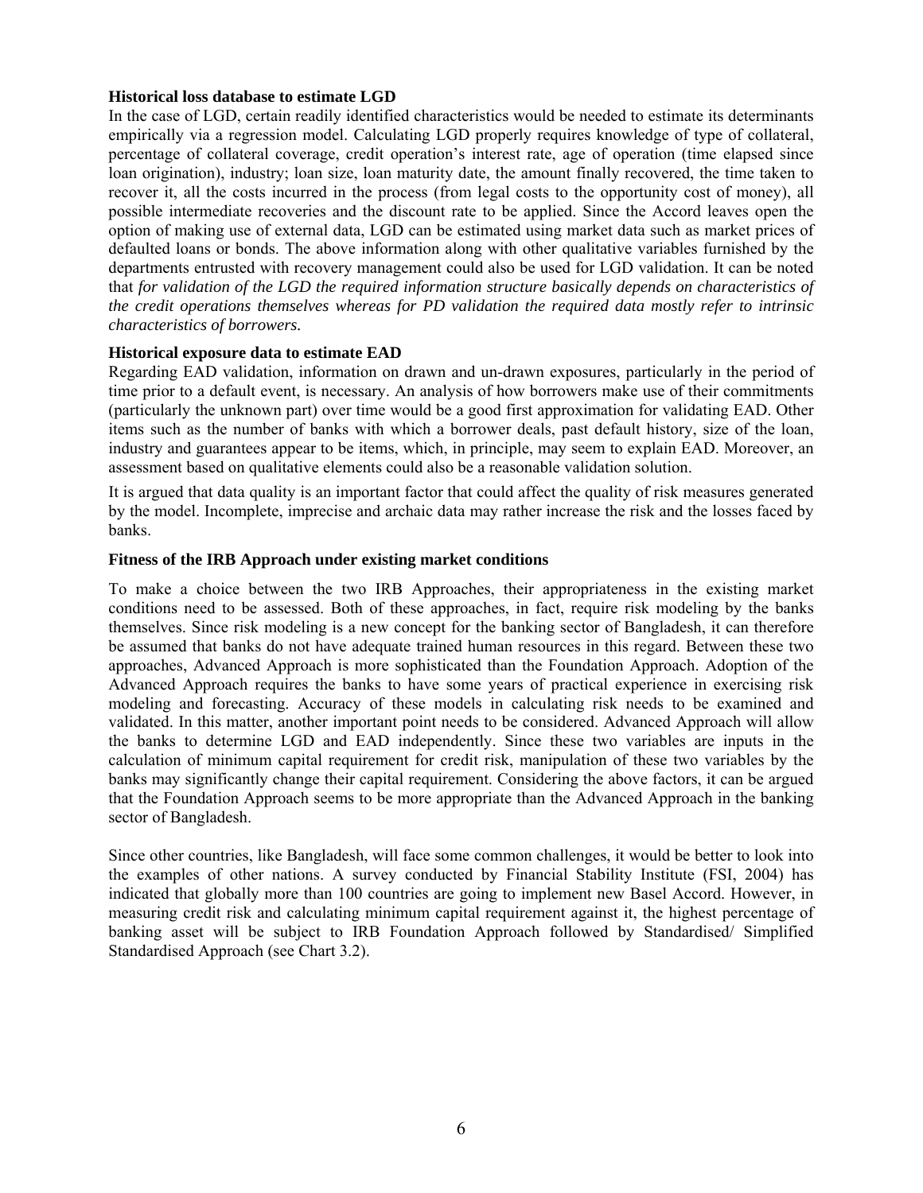**Historical loss database to estimate LGD**

In the case of LGD, certain readily identified characteristics would be needed to estimate its determinants empirically via a regression model. Calculating LGD properly requires knowledge of type of collateral, percentage of collateral coverage, credit operation's interest rate, age of operation (time elapsed since loan origination), industry; loan size, loan maturity date, the amount finally recovered, the time taken to recover it, all the costs incurred in the process (from legal costs to the opportunity cost of money), all possible intermediate recoveries and the discount rate to be applied. Since the Accord leaves open the option of making use of external data, LGD can be estimated using market data such as market prices of defaulted loans or bonds. The above information along with other qualitative variables furnished by the departments entrusted with recovery management could also be used for LGD validation. It can be noted that *for validation of the LGD the required information structure basically depends on characteristics of the credit operations themselves whereas for PD validation the required data mostly refer to intrinsic characteristics of borrowers.*

**Historical exposure data to estimate EAD**

Regarding EAD validation, information on drawn and un-drawn exposures, particularly in the period of time prior to a default event, is necessary. An analysis of how borrowers make use of their commitments (particularly the unknown part) over time would be a good first approximation for validating EAD. Other items such as the number of banks with which a borrower deals, past default history, size of the loan, industry and guarantees appear to be items, which, in principle, may seem to explain EAD. Moreover, an assessment based on qualitative elements could also be a reasonable validation solution.

It is argued that data quality is an important factor that could affect the quality of risk measures generated by the model. Incomplete, imprecise and archaic data may rather increase the risk and the losses faced by banks.

**Fitness of the IRB Approach under existing market conditions**

To make a choice between the two IRB Approaches, their appropriateness in the existing market conditions need to be assessed. Both of these approaches, in fact, require risk modeling by the banks themselves. Since risk modeling is a new concept for the banking sector of Bangladesh, it can therefore be assumed that banks do not have adequate trained human resources in this regard. Between these two approaches, Advanced Approach is more sophisticated than the Foundation Approach. Adoption of the Advanced Approach requires the banks to have some years of practical experience in exercising risk modeling and forecasting. Accuracy of these models in calculating risk needs to be examined and validated. In this matter, another important point needs to be considered. Advanced Approach will allow the banks to determine LGD and EAD independently. Since these two variables are inputs in the calculation of minimum capital requirement for credit risk, manipulation of these two variables by the banks may significantly change their capital requirement. Considering the above factors, it can be argued that the Foundation Approach seems to be more appropriate than the Advanced Approach in the banking sector of Bangladesh.

Since other countries, like Bangladesh, will face some common challenges, it would be better to look into the examples of other nations. A survey conducted by Financial Stability Institute (FSI, 2004) has indicated that globally more than 100 countries are going to implement new Basel Accord. However, in measuring credit risk and calculating minimum capital requirement against it, the highest percentage of banking asset will be subject to IRB Foundation Approach followed by Standardised/ Simplified Standardised Approach (see Chart 3.2).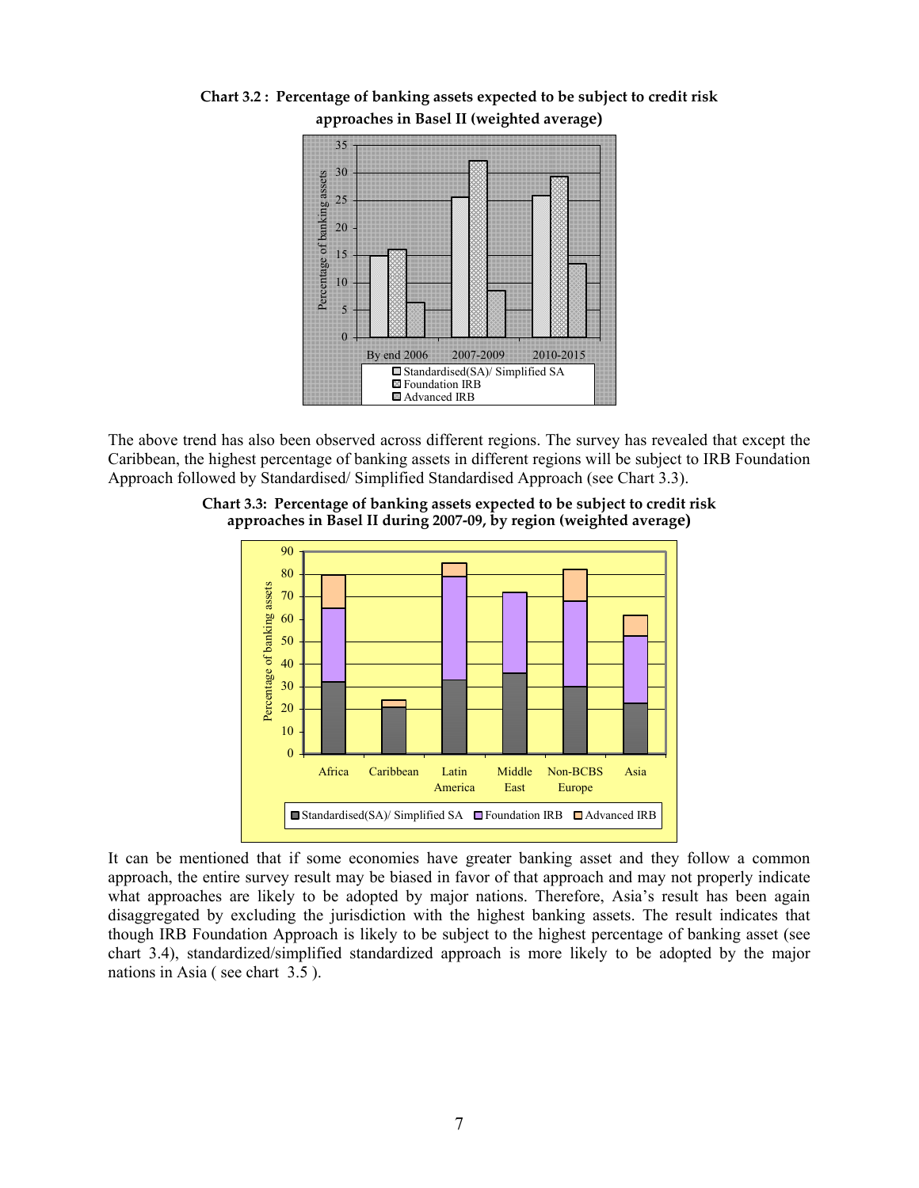**Chart 3.2 : Percentage of banking assets expected to be subject to credit risk approaches in Basel II (weighted average)**

The above trend has also been observed across different regions. The survey has revealed that except the Caribbean, the highest percentage of banking assets in different regions will be subject to IRB Foundation Approach followed by Standardised/ Simplified Standardised Approach (see Chart 3.3).

**Chart 3.3: Percentage of banking assets expected to be subject to credit risk approaches in Basel II during 2007-09, by region (weighted average)**

It can be mentioned that if some economies have greater banking asset and they follow a common approach, the entire survey result may be biased in favor of that approach and may not properly indicate what approaches are likely to be adopted by major nations. Therefore, Asia's result has been again disaggregated by excluding the jurisdiction with the highest banking assets. The result indicates that though IRB Foundation Approach is likely to be subject to the highest percentage of banking asset (see chart 3.4), standardized/simplified standardized approach is more likely to be adopted by the major nations in Asia ( see chart 3.5 ).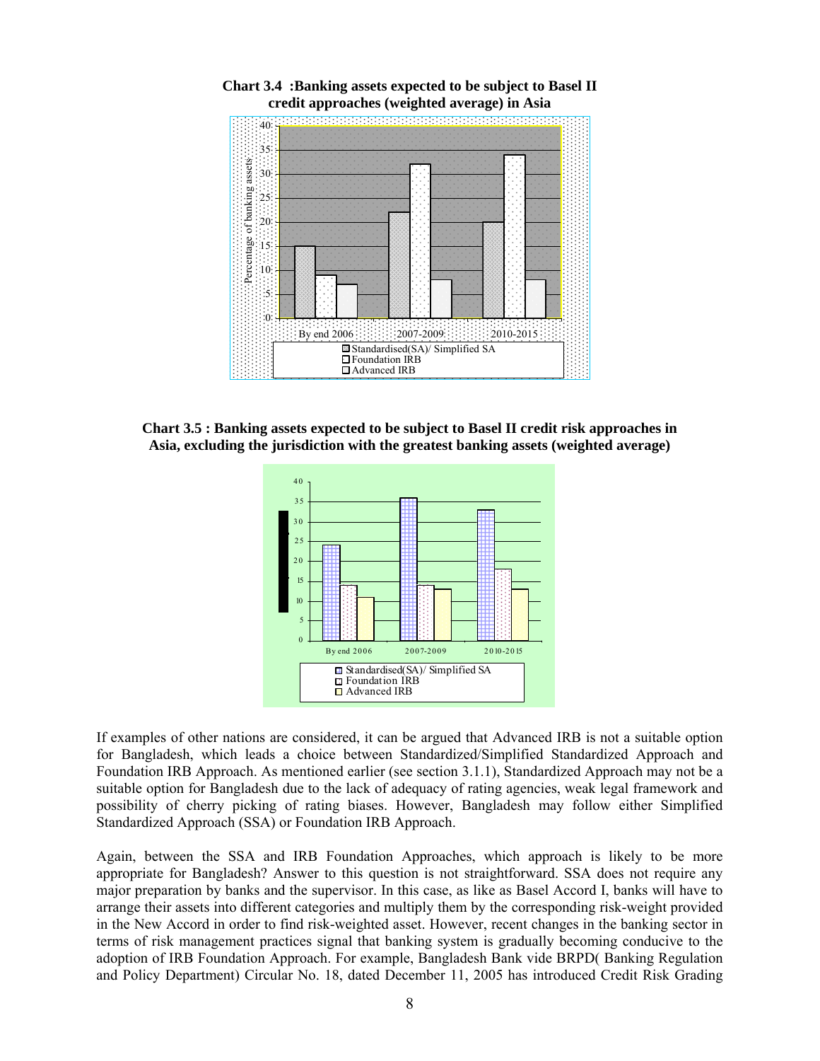**Chart 3.4 :Banking assets expected to be subject to Basel II credit approaches (weighted average) in Asia**

**Chart 3.5 : Banking assets expected to be subject to Basel II credit risk approaches in Asia, excluding the jurisdiction with the greatest banking assets (weighted average)**

If examples of other nations are considered, it can be argued that Advanced IRB is not a suitable option for Bangladesh, which leads a choice between Standardized/Simplified Standardized Approach and Foundation IRB Approach. As mentioned earlier (see section 3.1.1), Standardized Approach may not be a suitable option for Bangladesh due to the lack of adequacy of rating agencies, weak legal framework and possibility of cherry picking of rating biases. However, Bangladesh may follow either Simplified Standardized Approach (SSA) or Foundation IRB Approach.

Again, between the SSA and IRB Foundation Approaches, which approach is likely to be more appropriate for Bangladesh? Answer to this question is not straightforward. SSA does not require any major preparation by banks and the supervisor. In this case, as like as Basel Accord I, banks will have to arrange their assets into different categories and multiply them by the corresponding risk-weight provided in the New Accord in order to find risk-weighted asset. However, recent changes in the banking sector in terms of risk management practices signal that banking system is gradually becoming conducive to the adoption of IRB Foundation Approach. For example, Bangladesh Bank vide BRPD( Banking Regulation and Policy Department) Circular No. 18, dated December 11, 2005 has introduced Credit Risk Grading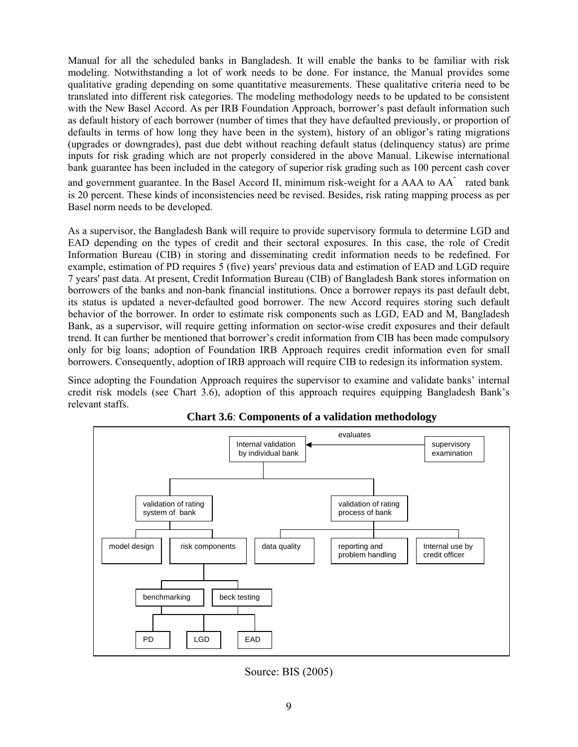Manual for all the scheduled banks in Bangladesh. It will enable the banks to be familiar with risk modeling. Notwithstanding a lot of work needs to be done. For instance, the Manual provides some qualitative grading depending on some quantitative measurements. These qualitative criteria need to be translated into different risk categories. The modeling methodology needs to be updated to be consistent with the New Basel Accord. As per IRB Foundation Approach, borrower's past default information such as default history of each borrower (number of times that they have defaulted previously, or proportion of defaults in terms of how long they have been in the system), history of an obligor's rating migrations (upgrades or downgrades), past due debt without reaching default status (delinquency status) are prime inputs for risk grading which are not properly considered in the above Manual. Likewise international bank guarantee has been included in the category of superior risk grading such as 100 percent cash cover and government guarantee. In the Basel Accord II, minimum risk-weight for a AAA to AA$^{-}$ rated bank is 20 percent. These kinds of inconsistencies need be revised. Besides, risk rating mapping process as per Basel norm needs to be developed.

As a supervisor, the Bangladesh Bank will require to provide supervisory formula to determine LGD and EAD depending on the types of credit and their sectoral exposures. In this case, the role of Credit Information Bureau (CIB) in storing and disseminating credit information needs to be redefined. For example, estimation of PD requires 5 (five) years' previous data and estimation of EAD and LGD require 7 years' past data. At present, Credit Information Bureau (CIB) of Bangladesh Bank stores information on borrowers of the banks and non-bank financial institutions. Once a borrower repays its past default debt, its status is updated a never-defaulted good borrower. The new Accord requires storing such default behavior of the borrower. In order to estimate risk components such as LGD, EAD and M, Bangladesh Bank, as a supervisor, will require getting information on sector-wise credit exposures and their default trend. It can further be mentioned that borrower's credit information from CIB has been made compulsory only for big loans; adoption of Foundation IRB Approach requires credit information even for small borrowers. Consequently, adoption of IRB approach will require CIB to redesign its information system.

Since adopting the Foundation Approach requires the supervisor to examine and validate banks' internal credit risk models (see Chart 3.6), adoption of this approach requires equipping Bangladesh Bank's relevant staffs.

**Chart 3.6**: **Components of a validation methodology**

```
supervisory examination --evaluates--> Internal validation by individual bank
Internal validation by individual bank
├── validation of rating system of bank
│   ├── model design
│   └── risk components
│       ├── benchmarking
│       └── beck testing
│           (PD, LGD, EAD)
└── validation of rating process of bank
    ├── data quality
    ├── reporting and problem handling
    └── Internal use by credit officer
```

Source: BIS (2005)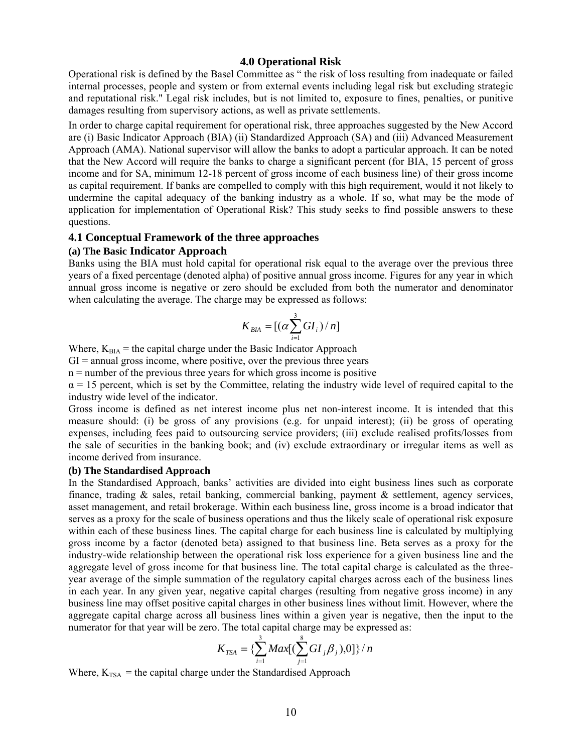## 4.0 Operational Risk

Operational risk is defined by the Basel Committee as " the risk of loss resulting from inadequate or failed internal processes, people and system or from external events including legal risk but excluding strategic and reputational risk." Legal risk includes, but is not limited to, exposure to fines, penalties, or punitive damages resulting from supervisory actions, as well as private settlements.

In order to charge capital requirement for operational risk, three approaches suggested by the New Accord are (i) Basic Indicator Approach (BIA) (ii) Standardized Approach (SA) and (iii) Advanced Measurement Approach (AMA). National supervisor will allow the banks to adopt a particular approach. It can be noted that the New Accord will require the banks to charge a significant percent (for BIA, 15 percent of gross income and for SA, minimum 12-18 percent of gross income of each business line) of their gross income as capital requirement. If banks are compelled to comply with this high requirement, would it not likely to undermine the capital adequacy of the banking industry as a whole. If so, what may be the mode of application for implementation of Operational Risk? This study seeks to find possible answers to these questions.

### 4.1 Conceptual Framework of the three approaches

#### (a) The Basic Indicator Approach

Banks using the BIA must hold capital for operational risk equal to the average over the previous three years of a fixed percentage (denoted alpha) of positive annual gross income. Figures for any year in which annual gross income is negative or zero should be excluded from both the numerator and denominator when calculating the average. The charge may be expressed as follows:

$$K_{BIA} = [(\alpha \sum_{i=1}^{3} GI_i)/n]$$

Where, $K_{BIA}$ = the capital charge under the Basic Indicator Approach

GI = annual gross income, where positive, over the previous three years

n = number of the previous three years for which gross income is positive

$\alpha$ = 15 percent, which is set by the Committee, relating the industry wide level of required capital to the industry wide level of the indicator.

Gross income is defined as net interest income plus net non-interest income. It is intended that this measure should: (i) be gross of any provisions (e.g. for unpaid interest); (ii) be gross of operating expenses, including fees paid to outsourcing service providers; (iii) exclude realised profits/losses from the sale of securities in the banking book; and (iv) exclude extraordinary or irregular items as well as income derived from insurance.

#### (b) The Standardised Approach

In the Standardised Approach, banks' activities are divided into eight business lines such as corporate finance, trading & sales, retail banking, commercial banking, payment & settlement, agency services, asset management, and retail brokerage. Within each business line, gross income is a broad indicator that serves as a proxy for the scale of business operations and thus the likely scale of operational risk exposure within each of these business lines. The capital charge for each business line is calculated by multiplying gross income by a factor (denoted beta) assigned to that business line. Beta serves as a proxy for the industry-wide relationship between the operational risk loss experience for a given business line and the aggregate level of gross income for that business line. The total capital charge is calculated as the three-year average of the simple summation of the regulatory capital charges across each of the business lines in each year. In any given year, negative capital charges (resulting from negative gross income) in any business line may offset positive capital charges in other business lines without limit. However, where the aggregate capital charge across all business lines within a given year is negative, then the input to the numerator for that year will be zero. The total capital charge may be expressed as:

$$K_{TSA} = \{\sum_{i=1}^{3} Max[(\sum_{j=1}^{8} GI_j \beta_j),0]\}/n$$

Where, $K_{TSA}$ = the capital charge under the Standardised Approach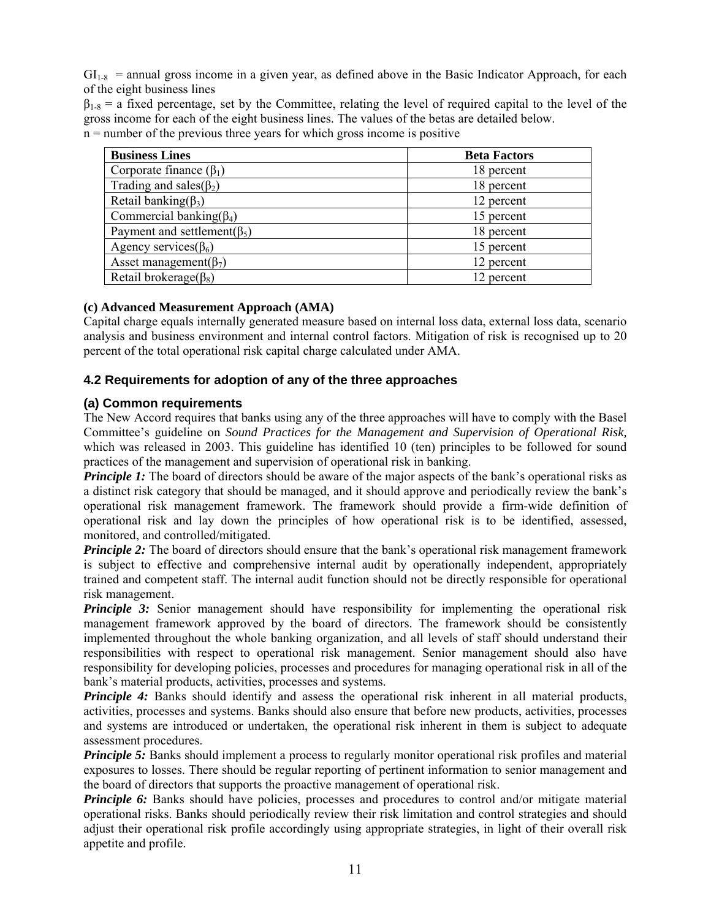$GI_{1-8}$ = annual gross income in a given year, as defined above in the Basic Indicator Approach, for each of the eight business lines

$\beta_{1-8}$ = a fixed percentage, set by the Committee, relating the level of required capital to the level of the gross income for each of the eight business lines. The values of the betas are detailed below.

n = number of the previous three years for which gross income is positive

| Business Lines | Beta Factors |
|---|---|
| Corporate finance ($\beta_1$) | 18 percent |
| Trading and sales($\beta_2$) | 18 percent |
| Retail banking($\beta_3$) | 12 percent |
| Commercial banking($\beta_4$) | 15 percent |
| Payment and settlement($\beta_5$) | 18 percent |
| Agency services($\beta_6$) | 15 percent |
| Asset management($\beta_7$) | 12 percent |
| Retail brokerage($\beta_8$) | 12 percent |

**(c) Advanced Measurement Approach (AMA)**

Capital charge equals internally generated measure based on internal loss data, external loss data, scenario analysis and business environment and internal control factors. Mitigation of risk is recognised up to 20 percent of the total operational risk capital charge calculated under AMA.

### 4.2 Requirements for adoption of any of the three approaches

#### (a) Common requirements

The New Accord requires that banks using any of the three approaches will have to comply with the Basel Committee's guideline on *Sound Practices for the Management and Supervision of Operational Risk,* which was released in 2003. This guideline has identified 10 (ten) principles to be followed for sound practices of the management and supervision of operational risk in banking.

***Principle 1:*** The board of directors should be aware of the major aspects of the bank's operational risks as a distinct risk category that should be managed, and it should approve and periodically review the bank's operational risk management framework. The framework should provide a firm-wide definition of operational risk and lay down the principles of how operational risk is to be identified, assessed, monitored, and controlled/mitigated.

***Principle 2:*** The board of directors should ensure that the bank's operational risk management framework is subject to effective and comprehensive internal audit by operationally independent, appropriately trained and competent staff. The internal audit function should not be directly responsible for operational risk management.

***Principle 3:*** Senior management should have responsibility for implementing the operational risk management framework approved by the board of directors. The framework should be consistently implemented throughout the whole banking organization, and all levels of staff should understand their responsibilities with respect to operational risk management. Senior management should also have responsibility for developing policies, processes and procedures for managing operational risk in all of the bank's material products, activities, processes and systems.

***Principle 4:*** Banks should identify and assess the operational risk inherent in all material products, activities, processes and systems. Banks should also ensure that before new products, activities, processes and systems are introduced or undertaken, the operational risk inherent in them is subject to adequate assessment procedures.

***Principle 5:*** Banks should implement a process to regularly monitor operational risk profiles and material exposures to losses. There should be regular reporting of pertinent information to senior management and the board of directors that supports the proactive management of operational risk.

***Principle 6:*** Banks should have policies, processes and procedures to control and/or mitigate material operational risks. Banks should periodically review their risk limitation and control strategies and should adjust their operational risk profile accordingly using appropriate strategies, in light of their overall risk appetite and profile.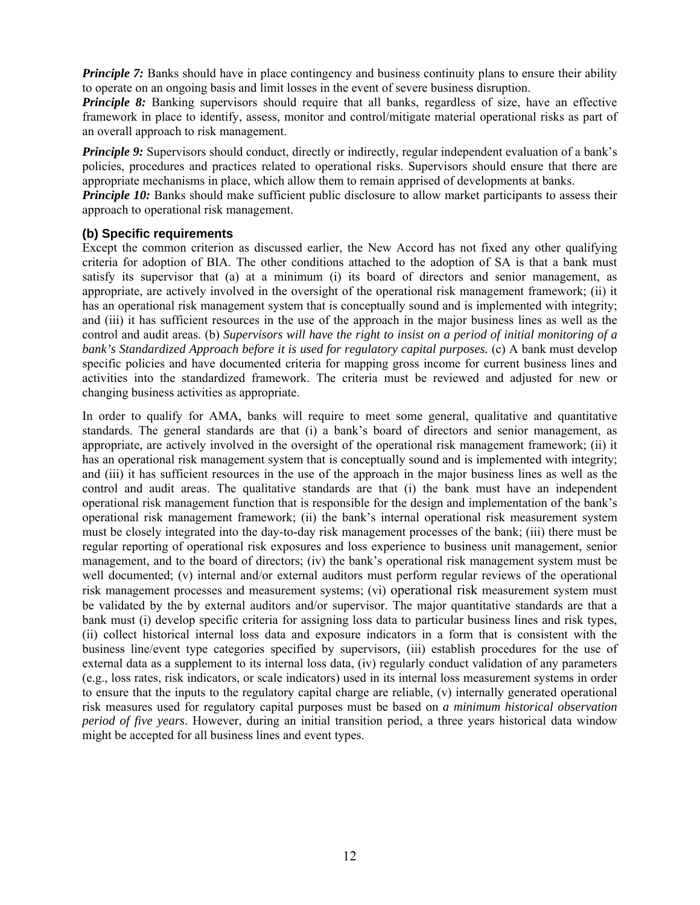***Principle 7:*** Banks should have in place contingency and business continuity plans to ensure their ability to operate on an ongoing basis and limit losses in the event of severe business disruption.

***Principle 8:*** Banking supervisors should require that all banks, regardless of size, have an effective framework in place to identify, assess, monitor and control/mitigate material operational risks as part of an overall approach to risk management.

***Principle 9:*** Supervisors should conduct, directly or indirectly, regular independent evaluation of a bank's policies, procedures and practices related to operational risks. Supervisors should ensure that there are appropriate mechanisms in place, which allow them to remain apprised of developments at banks.

***Principle 10:*** Banks should make sufficient public disclosure to allow market participants to assess their approach to operational risk management.

### (b) Specific requirements

Except the common criterion as discussed earlier, the New Accord has not fixed any other qualifying criteria for adoption of BIA. The other conditions attached to the adoption of SA is that a bank must satisfy its supervisor that (a) at a minimum (i) its board of directors and senior management, as appropriate, are actively involved in the oversight of the operational risk management framework; (ii) it has an operational risk management system that is conceptually sound and is implemented with integrity; and (iii) it has sufficient resources in the use of the approach in the major business lines as well as the control and audit areas. (b) *Supervisors will have the right to insist on a period of initial monitoring of a bank's Standardized Approach before it is used for regulatory capital purposes.* (c) A bank must develop specific policies and have documented criteria for mapping gross income for current business lines and activities into the standardized framework. The criteria must be reviewed and adjusted for new or changing business activities as appropriate.

In order to qualify for AMA, banks will require to meet some general, qualitative and quantitative standards. The general standards are that (i) a bank's board of directors and senior management, as appropriate, are actively involved in the oversight of the operational risk management framework; (ii) it has an operational risk management system that is conceptually sound and is implemented with integrity; and (iii) it has sufficient resources in the use of the approach in the major business lines as well as the control and audit areas. The qualitative standards are that (i) the bank must have an independent operational risk management function that is responsible for the design and implementation of the bank's operational risk management framework; (ii) the bank's internal operational risk measurement system must be closely integrated into the day-to-day risk management processes of the bank; (iii) there must be regular reporting of operational risk exposures and loss experience to business unit management, senior management, and to the board of directors; (iv) the bank's operational risk management system must be well documented; (v) internal and/or external auditors must perform regular reviews of the operational risk management processes and measurement systems; (vi) operational risk measurement system must be validated by the by external auditors and/or supervisor. The major quantitative standards are that a bank must (i) develop specific criteria for assigning loss data to particular business lines and risk types, (ii) collect historical internal loss data and exposure indicators in a form that is consistent with the business line/event type categories specified by supervisors, (iii) establish procedures for the use of external data as a supplement to its internal loss data, (iv) regularly conduct validation of any parameters (e.g., loss rates, risk indicators, or scale indicators) used in its internal loss measurement systems in order to ensure that the inputs to the regulatory capital charge are reliable, (v) internally generated operational risk measures used for regulatory capital purposes must be based on *a minimum historical observation period of five years*. However, during an initial transition period, a three years historical data window might be accepted for all business lines and event types.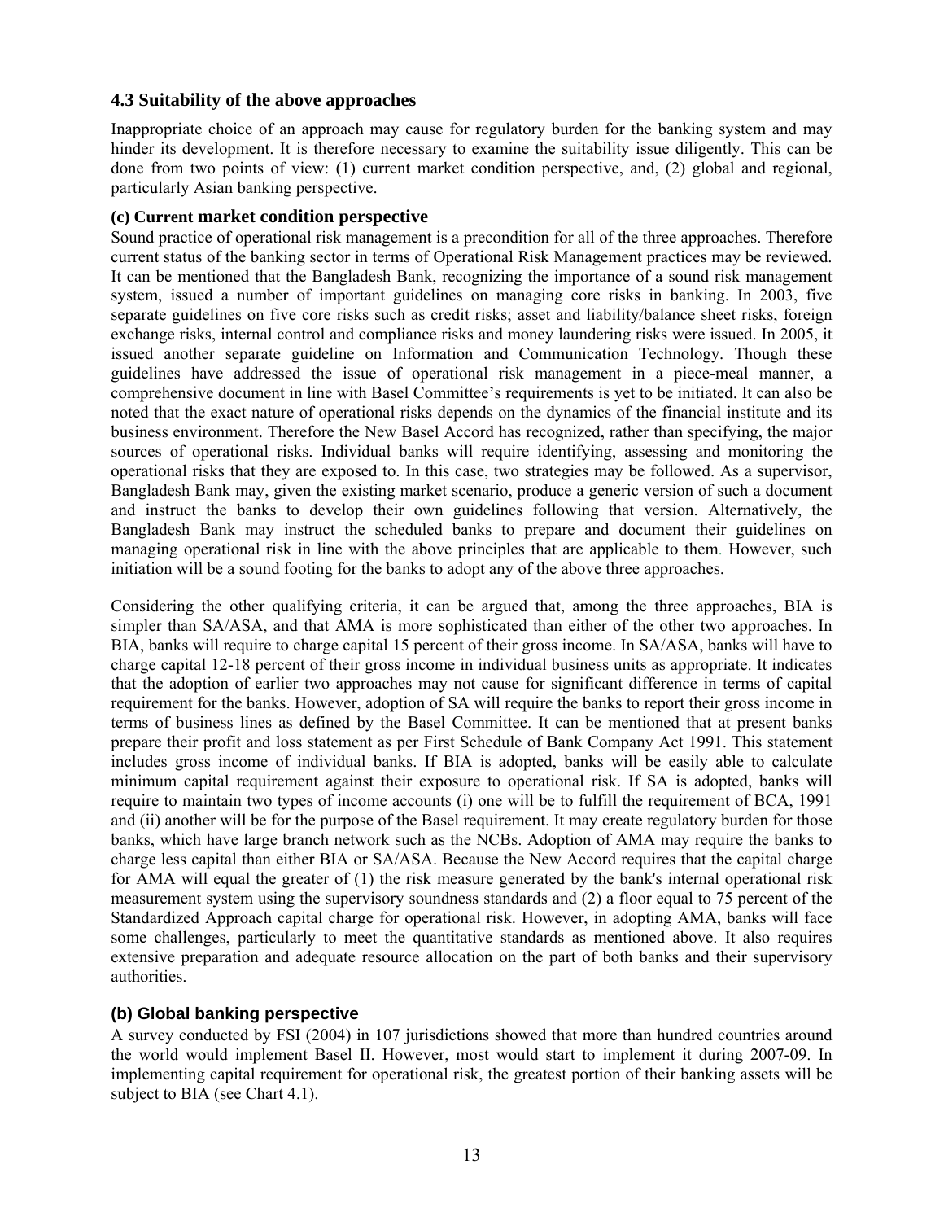### 4.3 Suitability of the above approaches

Inappropriate choice of an approach may cause for regulatory burden for the banking system and may hinder its development. It is therefore necessary to examine the suitability issue diligently. This can be done from two points of view: (1) current market condition perspective, and, (2) global and regional, particularly Asian banking perspective.

#### (c) Current market condition perspective

Sound practice of operational risk management is a precondition for all of the three approaches. Therefore current status of the banking sector in terms of Operational Risk Management practices may be reviewed. It can be mentioned that the Bangladesh Bank, recognizing the importance of a sound risk management system, issued a number of important guidelines on managing core risks in banking. In 2003, five separate guidelines on five core risks such as credit risks; asset and liability/balance sheet risks, foreign exchange risks, internal control and compliance risks and money laundering risks were issued. In 2005, it issued another separate guideline on Information and Communication Technology. Though these guidelines have addressed the issue of operational risk management in a piece-meal manner, a comprehensive document in line with Basel Committee's requirements is yet to be initiated. It can also be noted that the exact nature of operational risks depends on the dynamics of the financial institute and its business environment. Therefore the New Basel Accord has recognized, rather than specifying, the major sources of operational risks. Individual banks will require identifying, assessing and monitoring the operational risks that they are exposed to. In this case, two strategies may be followed. As a supervisor, Bangladesh Bank may, given the existing market scenario, produce a generic version of such a document and instruct the banks to develop their own guidelines following that version. Alternatively, the Bangladesh Bank may instruct the scheduled banks to prepare and document their guidelines on managing operational risk in line with the above principles that are applicable to them. However, such initiation will be a sound footing for the banks to adopt any of the above three approaches.

Considering the other qualifying criteria, it can be argued that, among the three approaches, BIA is simpler than SA/ASA, and that AMA is more sophisticated than either of the other two approaches. In BIA, banks will require to charge capital 15 percent of their gross income. In SA/ASA, banks will have to charge capital 12-18 percent of their gross income in individual business units as appropriate. It indicates that the adoption of earlier two approaches may not cause for significant difference in terms of capital requirement for the banks. However, adoption of SA will require the banks to report their gross income in terms of business lines as defined by the Basel Committee. It can be mentioned that at present banks prepare their profit and loss statement as per First Schedule of Bank Company Act 1991. This statement includes gross income of individual banks. If BIA is adopted, banks will be easily able to calculate minimum capital requirement against their exposure to operational risk. If SA is adopted, banks will require to maintain two types of income accounts (i) one will be to fulfill the requirement of BCA, 1991 and (ii) another will be for the purpose of the Basel requirement. It may create regulatory burden for those banks, which have large branch network such as the NCBs. Adoption of AMA may require the banks to charge less capital than either BIA or SA/ASA. Because the New Accord requires that the capital charge for AMA will equal the greater of (1) the risk measure generated by the bank's internal operational risk measurement system using the supervisory soundness standards and (2) a floor equal to 75 percent of the Standardized Approach capital charge for operational risk. However, in adopting AMA, banks will face some challenges, particularly to meet the quantitative standards as mentioned above. It also requires extensive preparation and adequate resource allocation on the part of both banks and their supervisory authorities.

#### (b) Global banking perspective

A survey conducted by FSI (2004) in 107 jurisdictions showed that more than hundred countries around the world would implement Basel II. However, most would start to implement it during 2007-09. In implementing capital requirement for operational risk, the greatest portion of their banking assets will be subject to BIA (see Chart 4.1).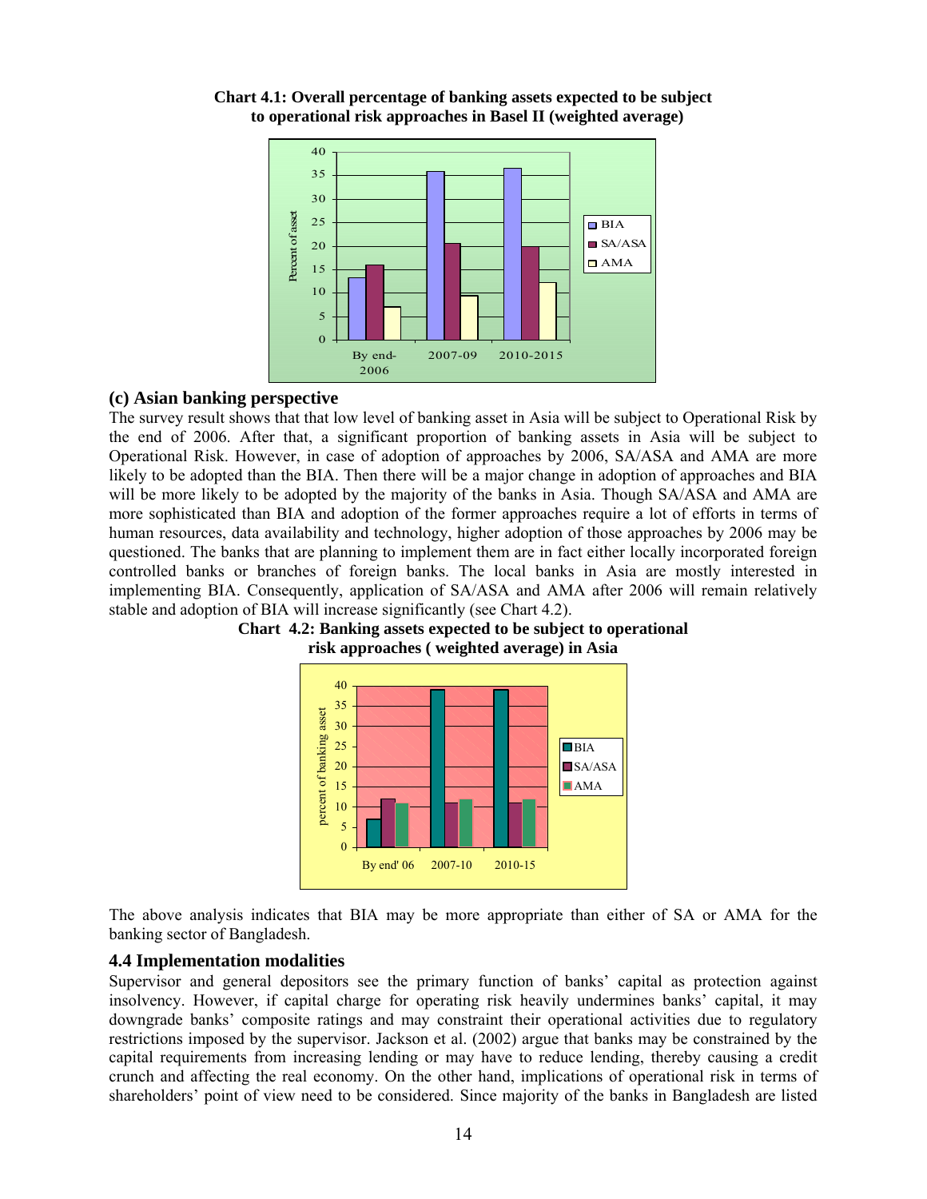**Chart 4.1: Overall percentage of banking assets expected to be subject to operational risk approaches in Basel II (weighted average)**

### (c) Asian banking perspective

The survey result shows that that low level of banking asset in Asia will be subject to Operational Risk by the end of 2006. After that, a significant proportion of banking assets in Asia will be subject to Operational Risk. However, in case of adoption of approaches by 2006, SA/ASA and AMA are more likely to be adopted than the BIA. Then there will be a major change in adoption of approaches and BIA will be more likely to be adopted by the majority of the banks in Asia. Though SA/ASA and AMA are more sophisticated than BIA and adoption of the former approaches require a lot of efforts in terms of human resources, data availability and technology, higher adoption of those approaches by 2006 may be questioned. The banks that are planning to implement them are in fact either locally incorporated foreign controlled banks or branches of foreign banks. The local banks in Asia are mostly interested in implementing BIA. Consequently, application of SA/ASA and AMA after 2006 will remain relatively stable and adoption of BIA will increase significantly (see Chart 4.2).

**Chart 4.2: Banking assets expected to be subject to operational risk approaches ( weighted average) in Asia**

The above analysis indicates that BIA may be more appropriate than either of SA or AMA for the banking sector of Bangladesh.

### 4.4 Implementation modalities

Supervisor and general depositors see the primary function of banks' capital as protection against insolvency. However, if capital charge for operating risk heavily undermines banks' capital, it may downgrade banks' composite ratings and may constraint their operational activities due to regulatory restrictions imposed by the supervisor. Jackson et al. (2002) argue that banks may be constrained by the capital requirements from increasing lending or may have to reduce lending, thereby causing a credit crunch and affecting the real economy. On the other hand, implications of operational risk in terms of shareholders' point of view need to be considered. Since majority of the banks in Bangladesh are listed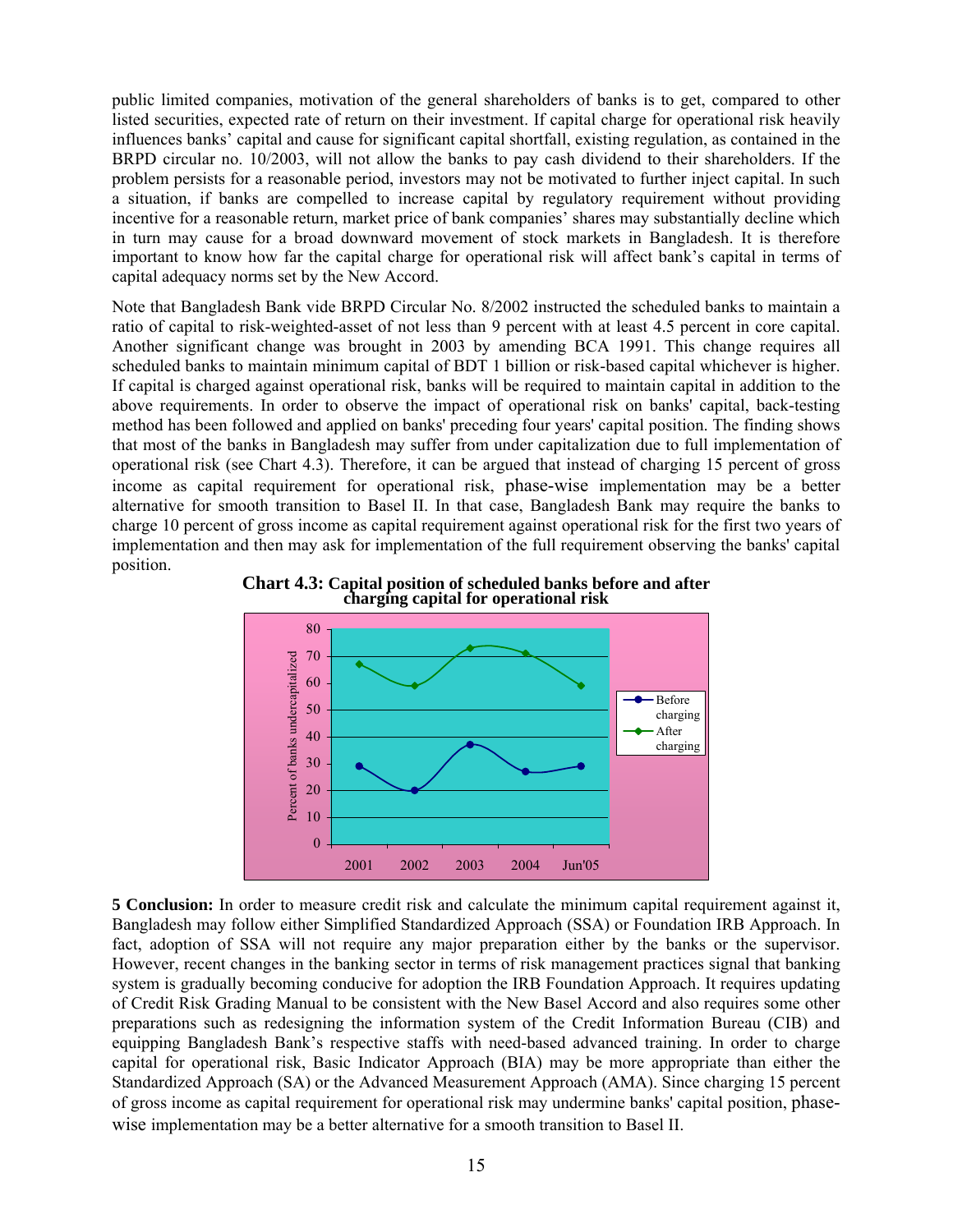public limited companies, motivation of the general shareholders of banks is to get, compared to other listed securities, expected rate of return on their investment. If capital charge for operational risk heavily influences banks' capital and cause for significant capital shortfall, existing regulation, as contained in the BRPD circular no. 10/2003, will not allow the banks to pay cash dividend to their shareholders. If the problem persists for a reasonable period, investors may not be motivated to further inject capital. In such a situation, if banks are compelled to increase capital by regulatory requirement without providing incentive for a reasonable return, market price of bank companies' shares may substantially decline which in turn may cause for a broad downward movement of stock markets in Bangladesh. It is therefore important to know how far the capital charge for operational risk will affect bank's capital in terms of capital adequacy norms set by the New Accord.

Note that Bangladesh Bank vide BRPD Circular No. 8/2002 instructed the scheduled banks to maintain a ratio of capital to risk-weighted-asset of not less than 9 percent with at least 4.5 percent in core capital. Another significant change was brought in 2003 by amending BCA 1991. This change requires all scheduled banks to maintain minimum capital of BDT 1 billion or risk-based capital whichever is higher. If capital is charged against operational risk, banks will be required to maintain capital in addition to the above requirements. In order to observe the impact of operational risk on banks' capital, back-testing method has been followed and applied on banks' preceding four years' capital position. The finding shows that most of the banks in Bangladesh may suffer from under capitalization due to full implementation of operational risk (see Chart 4.3). Therefore, it can be argued that instead of charging 15 percent of gross income as capital requirement for operational risk, phase-wise implementation may be a better alternative for smooth transition to Basel II. In that case, Bangladesh Bank may require the banks to charge 10 percent of gross income as capital requirement against operational risk for the first two years of implementation and then may ask for implementation of the full requirement observing the banks' capital position.

**Chart 4.3: Capital position of scheduled banks before and after charging capital for operational risk**

| Year | Before charging (Percent of banks undercapitalized) | After charging (Percent of banks undercapitalized) |
|---|---|---|
| 2001 | 29 | 67 |
| 2002 | 20 | 59 |
| 2003 | 37 | 73 |
| 2004 | 27 | 71 |
| Jun'05 | 29 | 59 |

**5 Conclusion:** In order to measure credit risk and calculate the minimum capital requirement against it, Bangladesh may follow either Simplified Standardized Approach (SSA) or Foundation IRB Approach. In fact, adoption of SSA will not require any major preparation either by the banks or the supervisor. However, recent changes in the banking sector in terms of risk management practices signal that banking system is gradually becoming conducive for adoption the IRB Foundation Approach. It requires updating of Credit Risk Grading Manual to be consistent with the New Basel Accord and also requires some other preparations such as redesigning the information system of the Credit Information Bureau (CIB) and equipping Bangladesh Bank's respective staffs with need-based advanced training. In order to charge capital for operational risk, Basic Indicator Approach (BIA) may be more appropriate than either the Standardized Approach (SA) or the Advanced Measurement Approach (AMA). Since charging 15 percent of gross income as capital requirement for operational risk may undermine banks' capital position, phase-wise implementation may be a better alternative for a smooth transition to Basel II.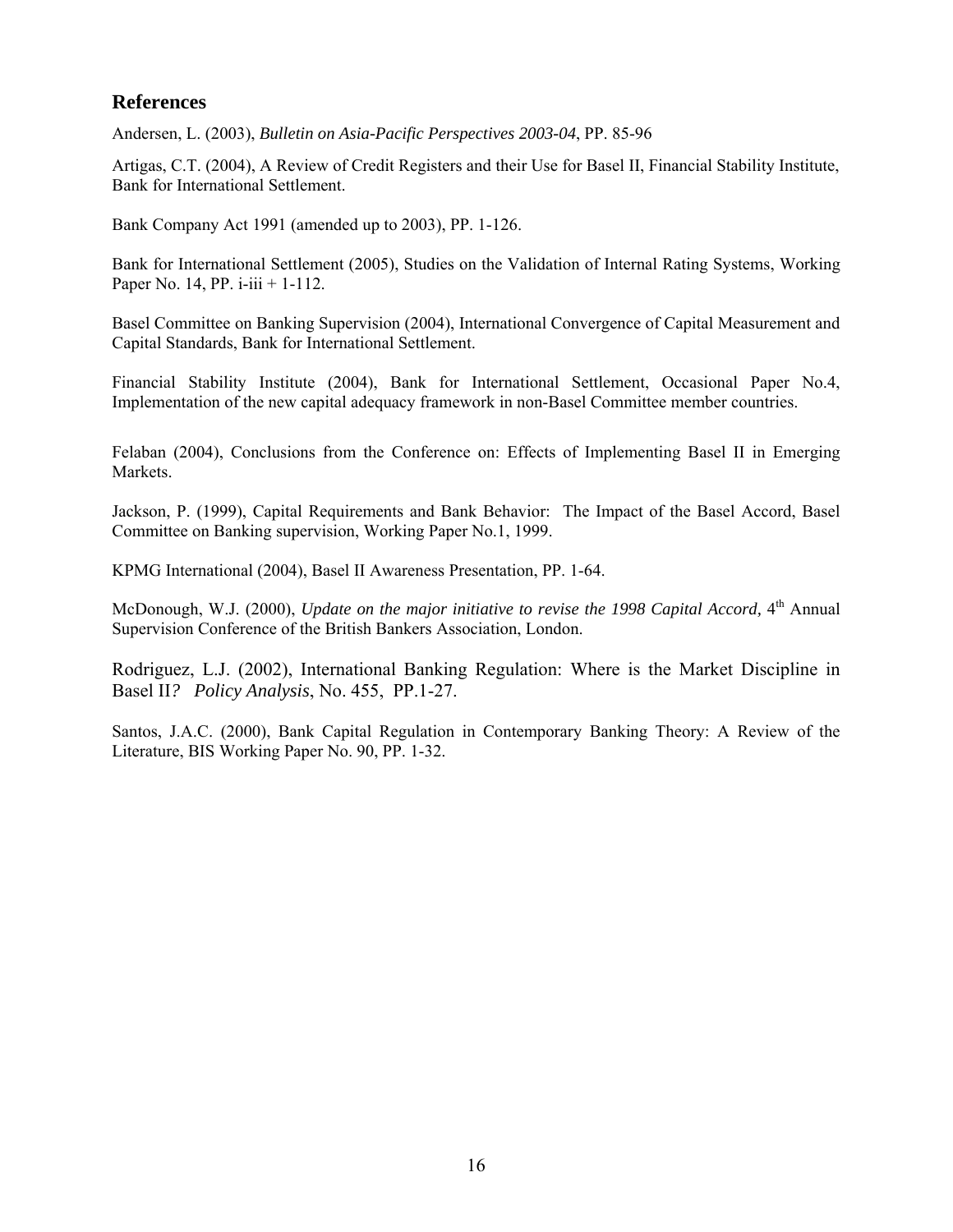## References

Andersen, L. (2003), *Bulletin on Asia-Pacific Perspectives 2003-04*, PP. 85-96

Artigas, C.T. (2004), A Review of Credit Registers and their Use for Basel II, Financial Stability Institute, Bank for International Settlement.

Bank Company Act 1991 (amended up to 2003), PP. 1-126.

Bank for International Settlement (2005), Studies on the Validation of Internal Rating Systems, Working Paper No. 14, PP. i-iii + 1-112.

Basel Committee on Banking Supervision (2004), International Convergence of Capital Measurement and Capital Standards, Bank for International Settlement.

Financial Stability Institute (2004), Bank for International Settlement, Occasional Paper No.4, Implementation of the new capital adequacy framework in non-Basel Committee member countries.

Felaban (2004), Conclusions from the Conference on: Effects of Implementing Basel II in Emerging Markets.

Jackson, P. (1999), Capital Requirements and Bank Behavior: The Impact of the Basel Accord, Basel Committee on Banking supervision, Working Paper No.1, 1999.

KPMG International (2004), Basel II Awareness Presentation, PP. 1-64.

McDonough, W.J. (2000), *Update on the major initiative to revise the 1998 Capital Accord,* 4th Annual Supervision Conference of the British Bankers Association, London.

Rodriguez, L.J. (2002), International Banking Regulation: Where is the Market Discipline in Basel II*? Policy Analysis*, No. 455, PP.1-27.

Santos, J.A.C. (2000), Bank Capital Regulation in Contemporary Banking Theory: A Review of the Literature, BIS Working Paper No. 90, PP. 1-32.